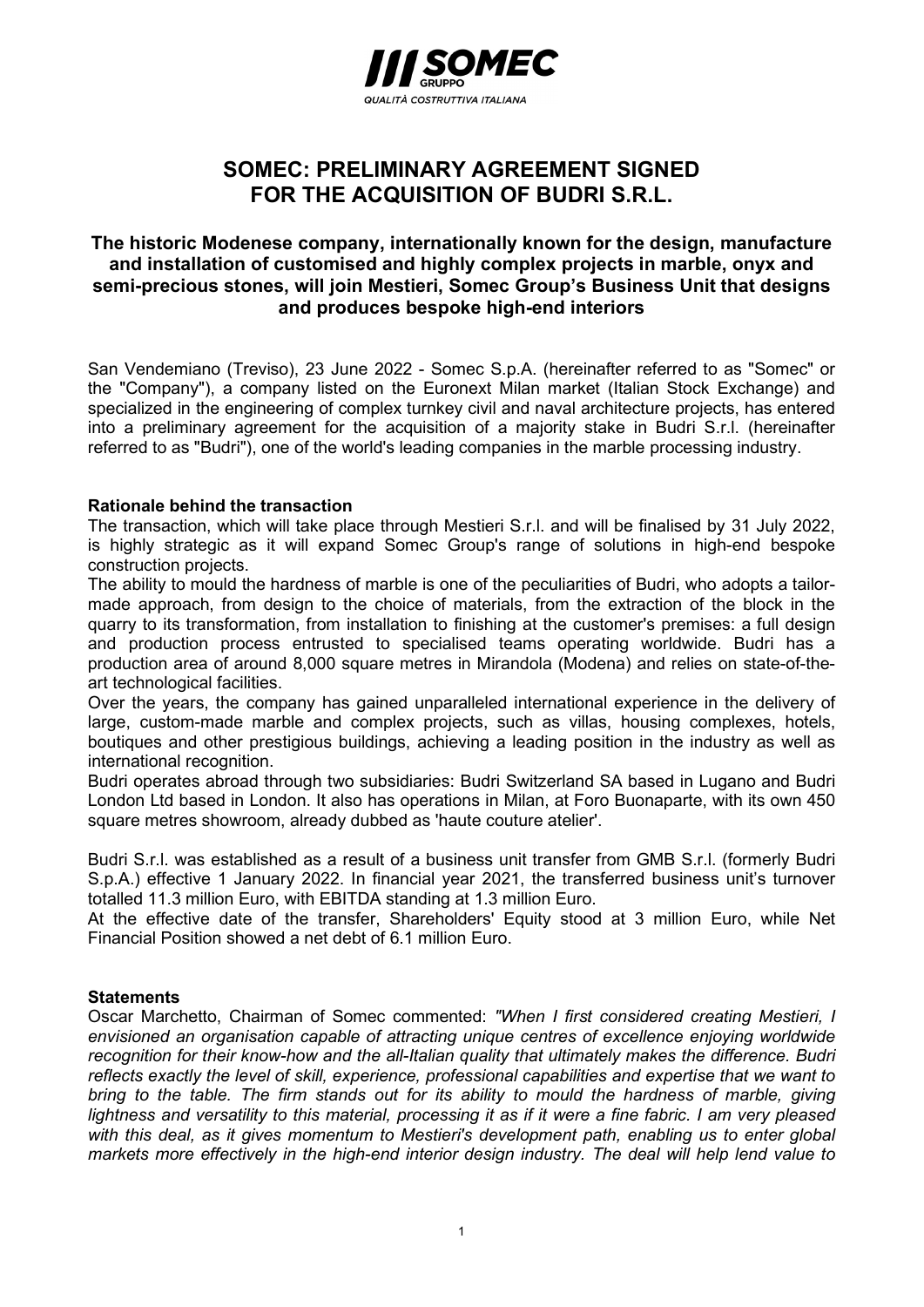# SOMEC: PRELIMINARY AGREEMENT SIGNED FOR THE ACQUISITION OF BUDRI S.R.L.

### The historic Modenese company, internationally known for the design, manufacture and installation of customised and highly complex projects in marble, onyx and semi-precious stones, will join Mestieri, Somec Group's Business Unit that designs and produces bespoke high-end interiors

San Vendemiano (Treviso), 23 June 2022 - Somec S.p.A. (hereinafter referred to as "Somec" or the "Company"), a company listed on the Euronext Milan market (Italian Stock Exchange) and specialized in the engineering of complex turnkey civil and naval architecture projects, has entered into a preliminary agreement for the acquisition of a majority stake in Budri S.r.l. (hereinafter referred to as "Budri"), one of the world's leading companies in the marble processing industry.

**Rationale behind the transaction**

The transaction, which will take place through Mestieri S.r.l. and will be finalised by 31 July 2022, is highly strategic as it will expand Somec Group's range of solutions in high-end bespoke construction projects.

The ability to mould the hardness of marble is one of the peculiarities of Budri, who adopts a tailor-made approach, from design to the choice of materials, from the extraction of the block in the quarry to its transformation, from installation to finishing at the customer's premises: a full design and production process entrusted to specialised teams operating worldwide. Budri has a production area of around 8,000 square metres in Mirandola (Modena) and relies on state-of-the-art technological facilities.

Over the years, the company has gained unparalleled international experience in the delivery of large, custom-made marble and complex projects, such as villas, housing complexes, hotels, boutiques and other prestigious buildings, achieving a leading position in the industry as well as international recognition.

Budri operates abroad through two subsidiaries: Budri Switzerland SA based in Lugano and Budri London Ltd based in London. It also has operations in Milan, at Foro Buonaparte, with its own 450 square metres showroom, already dubbed as 'haute couture atelier'.

Budri S.r.l. was established as a result of a business unit transfer from GMB S.r.l. (formerly Budri S.p.A.) effective 1 January 2022. In financial year 2021, the transferred business unit's turnover totalled 11.3 million Euro, with EBITDA standing at 1.3 million Euro.

At the effective date of the transfer, Shareholders' Equity stood at 3 million Euro, while Net Financial Position showed a net debt of 6.1 million Euro.

**Statements**

Oscar Marchetto, Chairman of Somec commented: *"When I first considered creating Mestieri, I envisioned an organisation capable of attracting unique centres of excellence enjoying worldwide recognition for their know-how and the all-Italian quality that ultimately makes the difference. Budri reflects exactly the level of skill, experience, professional capabilities and expertise that we want to bring to the table. The firm stands out for its ability to mould the hardness of marble, giving lightness and versatility to this material, processing it as if it were a fine fabric. I am very pleased with this deal, as it gives momentum to Mestieri's development path, enabling us to enter global markets more effectively in the high-end interior design industry. The deal will help lend value to*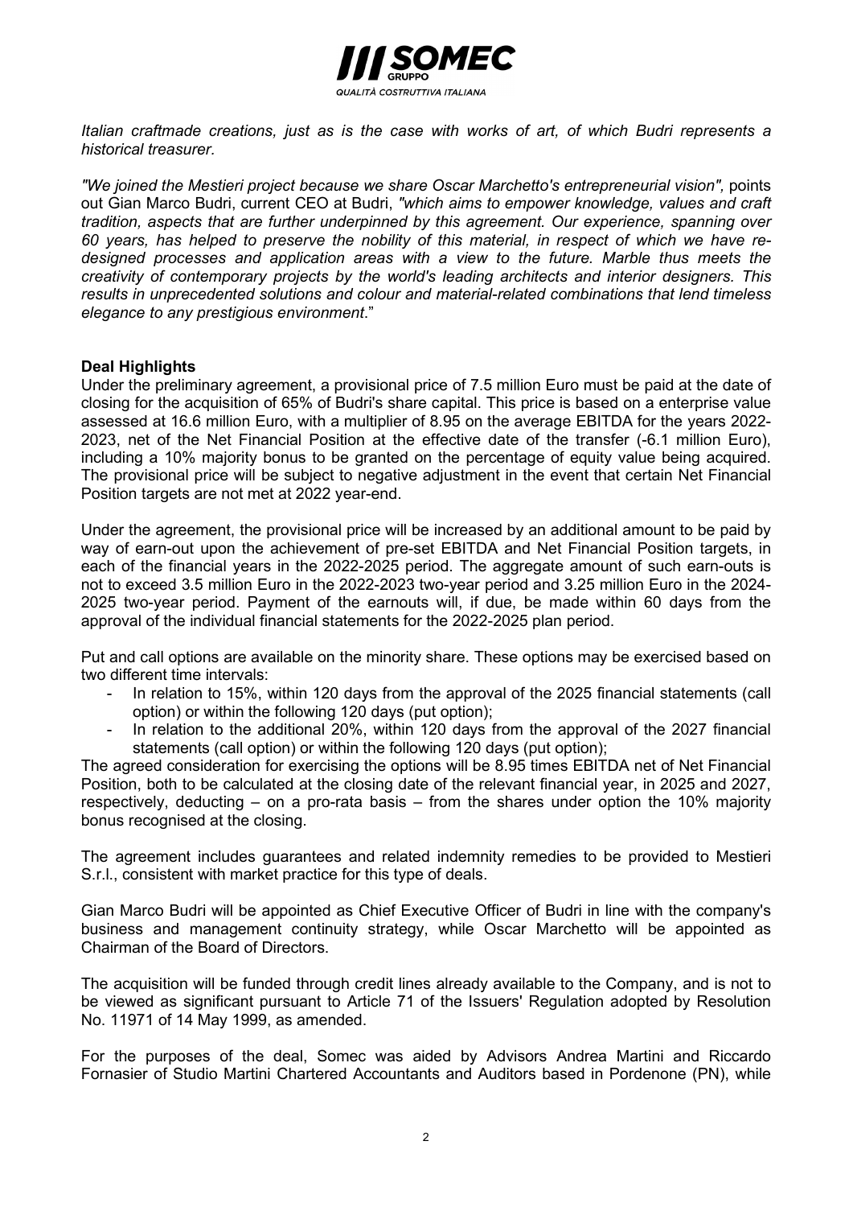*Italian craftmade creations, just as is the case with works of art, of which Budri represents a historical treasurer.*

*"We joined the Mestieri project because we share Oscar Marchetto's entrepreneurial vision",* points out Gian Marco Budri, current CEO at Budri, *"which aims to empower knowledge, values and craft tradition, aspects that are further underpinned by this agreement. Our experience, spanning over 60 years, has helped to preserve the nobility of this material, in respect of which we have re-designed processes and application areas with a view to the future. Marble thus meets the creativity of contemporary projects by the world's leading architects and interior designers. This results in unprecedented solutions and colour and material-related combinations that lend timeless elegance to any prestigious environment*."

**Deal Highlights**

Under the preliminary agreement, a provisional price of 7.5 million Euro must be paid at the date of closing for the acquisition of 65% of Budri's share capital. This price is based on a enterprise value assessed at 16.6 million Euro, with a multiplier of 8.95 on the average EBITDA for the years 2022-2023, net of the Net Financial Position at the effective date of the transfer (-6.1 million Euro), including a 10% majority bonus to be granted on the percentage of equity value being acquired. The provisional price will be subject to negative adjustment in the event that certain Net Financial Position targets are not met at 2022 year-end.

Under the agreement, the provisional price will be increased by an additional amount to be paid by way of earn-out upon the achievement of pre-set EBITDA and Net Financial Position targets, in each of the financial years in the 2022-2025 period. The aggregate amount of such earn-outs is not to exceed 3.5 million Euro in the 2022-2023 two-year period and 3.25 million Euro in the 2024-2025 two-year period. Payment of the earnouts will, if due, be made within 60 days from the approval of the individual financial statements for the 2022-2025 plan period.

Put and call options are available on the minority share. These options may be exercised based on two different time intervals:

- In relation to 15%, within 120 days from the approval of the 2025 financial statements (call option) or within the following 120 days (put option);
- In relation to the additional 20%, within 120 days from the approval of the 2027 financial statements (call option) or within the following 120 days (put option);

The agreed consideration for exercising the options will be 8.95 times EBITDA net of Net Financial Position, both to be calculated at the closing date of the relevant financial year, in 2025 and 2027, respectively, deducting – on a pro-rata basis – from the shares under option the 10% majority bonus recognised at the closing.

The agreement includes guarantees and related indemnity remedies to be provided to Mestieri S.r.l., consistent with market practice for this type of deals.

Gian Marco Budri will be appointed as Chief Executive Officer of Budri in line with the company's business and management continuity strategy, while Oscar Marchetto will be appointed as Chairman of the Board of Directors.

The acquisition will be funded through credit lines already available to the Company, and is not to be viewed as significant pursuant to Article 71 of the Issuers' Regulation adopted by Resolution No. 11971 of 14 May 1999, as amended.

For the purposes of the deal, Somec was aided by Advisors Andrea Martini and Riccardo Fornasier of Studio Martini Chartered Accountants and Auditors based in Pordenone (PN), while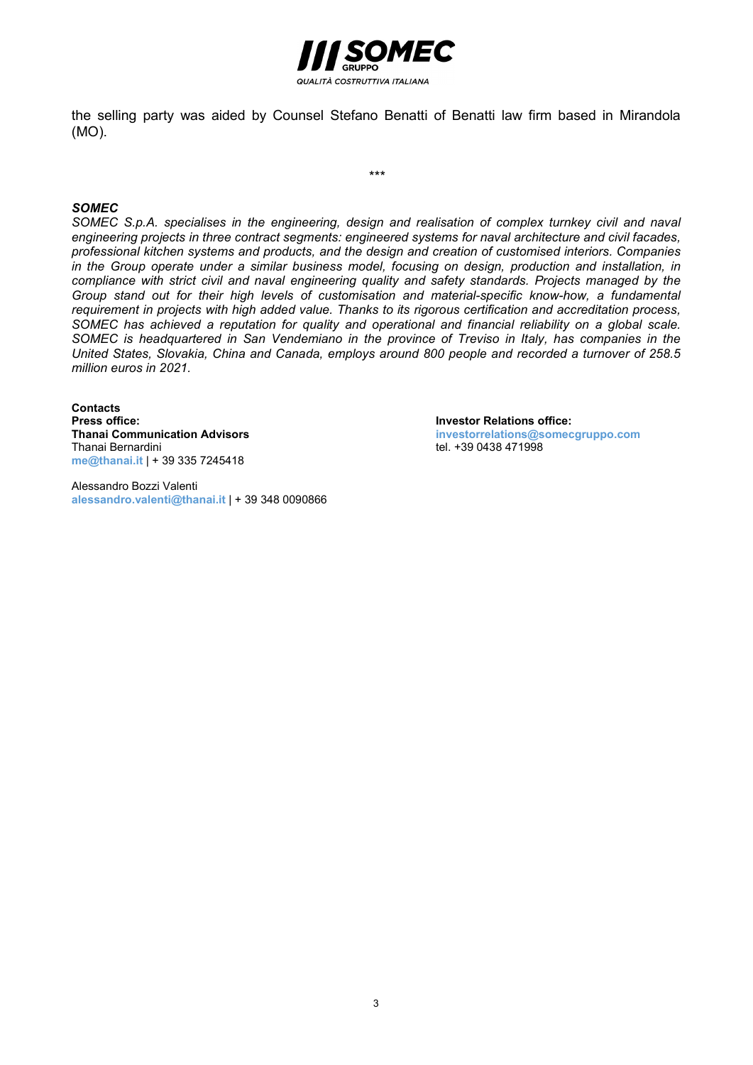the selling party was aided by Counsel Stefano Benatti of Benatti law firm based in Mirandola (MO).

***

***SOMEC***

*SOMEC S.p.A. specialises in the engineering, design and realisation of complex turnkey civil and naval engineering projects in three contract segments: engineered systems for naval architecture and civil facades, professional kitchen systems and products, and the design and creation of customised interiors. Companies in the Group operate under a similar business model, focusing on design, production and installation, in compliance with strict civil and naval engineering quality and safety standards. Projects managed by the Group stand out for their high levels of customisation and material-specific know-how, a fundamental requirement in projects with high added value. Thanks to its rigorous certification and accreditation process, SOMEC has achieved a reputation for quality and operational and financial reliability on a global scale. SOMEC is headquartered in San Vendemiano in the province of Treviso in Italy, has companies in the United States, Slovakia, China and Canada, employs around 800 people and recorded a turnover of 258.5 million euros in 2021.*

**Contacts**
**Press office:**
**Thanai Communication Advisors**
Thanai Bernardini
**me@thanai.it** | + 39 335 7245418

Alessandro Bozzi Valenti
**alessandro.valenti@thanai.it** | + 39 348 0090866

**Investor Relations office:**
**investorrelations@somecgruppo.com**
tel. +39 0438 471998